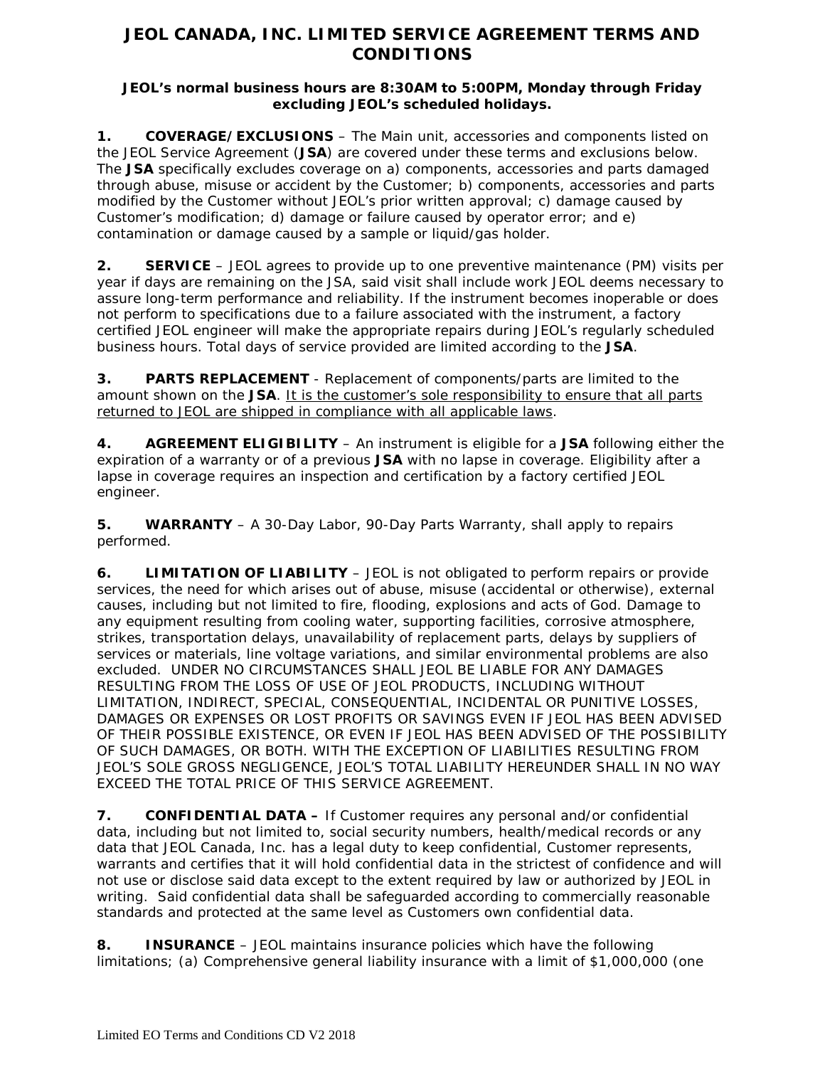# JEOL CANADA, INC. LIMITED SERVICE AGREEMENT TERMS AND CONDITIONS

**JEOL's normal business hours are 8:30AM to 5:00PM, Monday through Friday excluding JEOL's scheduled holidays.**

**1. COVERAGE/EXCLUSIONS** – The Main unit, accessories and components listed on the JEOL Service Agreement (**JSA**) are covered under these terms and exclusions below. The **JSA** specifically excludes coverage on a) components, accessories and parts damaged through abuse, misuse or accident by the Customer; b) components, accessories and parts modified by the Customer without JEOL's prior written approval; c) damage caused by Customer's modification; d) damage or failure caused by operator error; and e) contamination or damage caused by a sample or liquid/gas holder.

**2. SERVICE** – JEOL agrees to provide up to one preventive maintenance (PM) visits per year if days are remaining on the JSA, said visit shall include work JEOL deems necessary to assure long-term performance and reliability. If the instrument becomes inoperable or does not perform to specifications due to a failure associated with the instrument, a factory certified JEOL engineer will make the appropriate repairs during JEOL's regularly scheduled business hours. Total days of service provided are limited according to the **JSA**.

**3. PARTS REPLACEMENT** - Replacement of components/parts are limited to the amount shown on the **JSA**. <u>It is the customer's sole responsibility to ensure that all parts returned to JEOL are shipped in compliance with all applicable laws</u>.

**4. AGREEMENT ELIGIBILITY** – An instrument is eligible for a **JSA** following either the expiration of a warranty or of a previous **JSA** with no lapse in coverage. Eligibility after a lapse in coverage requires an inspection and certification by a factory certified JEOL engineer.

**5. WARRANTY** – A 30-Day Labor, 90-Day Parts Warranty, shall apply to repairs performed.

**6. LIMITATION OF LIABILITY** – JEOL is not obligated to perform repairs or provide services, the need for which arises out of abuse, misuse (accidental or otherwise), external causes, including but not limited to fire, flooding, explosions and acts of God. Damage to any equipment resulting from cooling water, supporting facilities, corrosive atmosphere, strikes, transportation delays, unavailability of replacement parts, delays by suppliers of services or materials, line voltage variations, and similar environmental problems are also excluded. UNDER NO CIRCUMSTANCES SHALL JEOL BE LIABLE FOR ANY DAMAGES RESULTING FROM THE LOSS OF USE OF JEOL PRODUCTS, INCLUDING WITHOUT LIMITATION, INDIRECT, SPECIAL, CONSEQUENTIAL, INCIDENTAL OR PUNITIVE LOSSES, DAMAGES OR EXPENSES OR LOST PROFITS OR SAVINGS EVEN IF JEOL HAS BEEN ADVISED OF THEIR POSSIBLE EXISTENCE, OR EVEN IF JEOL HAS BEEN ADVISED OF THE POSSIBILITY OF SUCH DAMAGES, OR BOTH. WITH THE EXCEPTION OF LIABILITIES RESULTING FROM JEOL'S SOLE GROSS NEGLIGENCE, JEOL'S TOTAL LIABILITY HEREUNDER SHALL IN NO WAY EXCEED THE TOTAL PRICE OF THIS SERVICE AGREEMENT.

**7. CONFIDENTIAL DATA –** If Customer requires any personal and/or confidential data, including but not limited to, social security numbers, health/medical records or any data that JEOL Canada, Inc. has a legal duty to keep confidential, Customer represents, warrants and certifies that it will hold confidential data in the strictest of confidence and will not use or disclose said data except to the extent required by law or authorized by JEOL in writing. Said confidential data shall be safeguarded according to commercially reasonable standards and protected at the same level as Customers own confidential data.

**8. INSURANCE** – JEOL maintains insurance policies which have the following limitations; (a) Comprehensive general liability insurance with a limit of $1,000,000 (one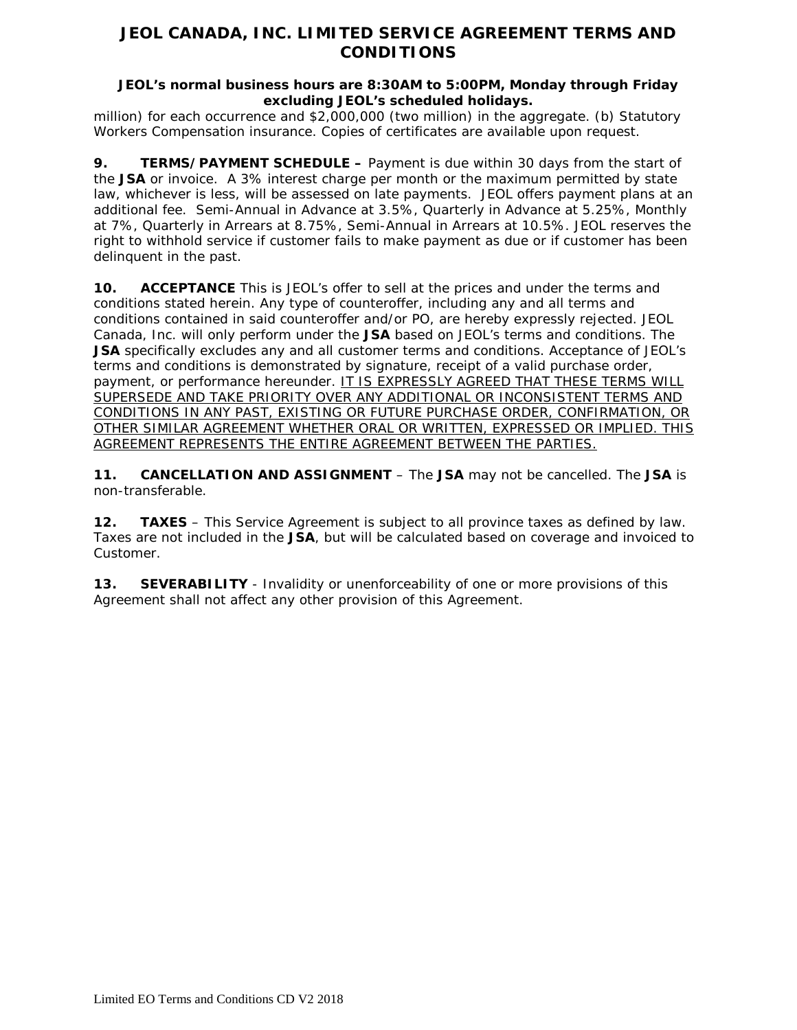million) for each occurrence and $2,000,000 (two million) in the aggregate. (b) Statutory Workers Compensation insurance. Copies of certificates are available upon request.

**9. TERMS/PAYMENT SCHEDULE –** Payment is due within 30 days from the start of the **JSA** or invoice. A 3% interest charge per month or the maximum permitted by state law, whichever is less, will be assessed on late payments. JEOL offers payment plans at an additional fee. Semi-Annual in Advance at 3.5%, Quarterly in Advance at 5.25%, Monthly at 7%, Quarterly in Arrears at 8.75%, Semi-Annual in Arrears at 10.5%. JEOL reserves the right to withhold service if customer fails to make payment as due or if customer has been delinquent in the past.

**10. ACCEPTANCE** This is JEOL's offer to sell at the prices and under the terms and conditions stated herein. Any type of counteroffer, including any and all terms and conditions contained in said counteroffer and/or PO, are hereby expressly rejected. JEOL Canada, Inc. will only perform under the **JSA** based on JEOL's terms and conditions. The **JSA** specifically excludes any and all customer terms and conditions. Acceptance of JEOL's terms and conditions is demonstrated by signature, receipt of a valid purchase order, payment, or performance hereunder. <u>IT IS EXPRESSLY AGREED THAT THESE TERMS WILL SUPERSEDE AND TAKE PRIORITY OVER ANY ADDITIONAL OR INCONSISTENT TERMS AND CONDITIONS IN ANY PAST, EXISTING OR FUTURE PURCHASE ORDER, CONFIRMATION, OR OTHER SIMILAR AGREEMENT WHETHER ORAL OR WRITTEN, EXPRESSED OR IMPLIED. THIS AGREEMENT REPRESENTS THE ENTIRE AGREEMENT BETWEEN THE PARTIES.</u>

**11. CANCELLATION AND ASSIGNMENT** – The **JSA** may not be cancelled. The **JSA** is non-transferable.

**12. TAXES** – This Service Agreement is subject to all province taxes as defined by law. Taxes are not included in the **JSA**, but will be calculated based on coverage and invoiced to Customer.

**13. SEVERABILITY** - Invalidity or unenforceability of one or more provisions of this Agreement shall not affect any other provision of this Agreement.